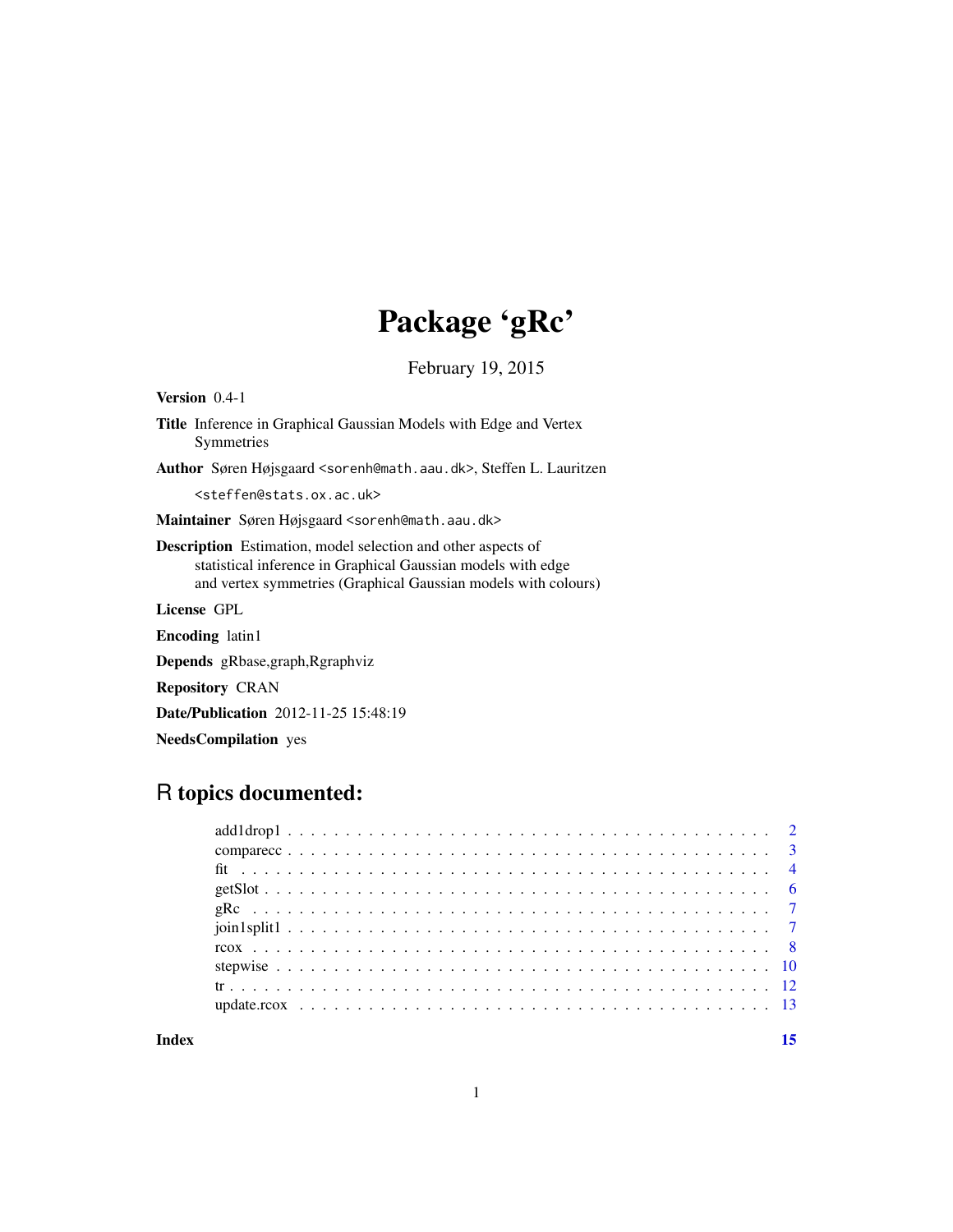# Package 'gRc'

February 19, 2015

**Version** 0.4-1

**Title** Inference in Graphical Gaussian Models with Edge and Vertex Symmetries

**Author** Søren Højsgaard <sorenh@math.aau.dk>, Steffen L. Lauritzen <steffen@stats.ox.ac.uk>

**Maintainer** Søren Højsgaard <sorenh@math.aau.dk>

**Description** Estimation, model selection and other aspects of statistical inference in Graphical Gaussian models with edge and vertex symmetries (Graphical Gaussian models with colours)

**License** GPL

**Encoding** latin1

**Depends** gRbase,graph,Rgraphviz

**Repository** CRAN

**Date/Publication** 2012-11-25 15:48:19

**NeedsCompilation** yes

## R topics documented:

- add1drop1 . . . . . 2
- comparecc . . . . . 3
- fit . . . . . 4
- getSlot . . . . . 6
- gRc . . . . . 7
- join1split1 . . . . . 7
- rcox . . . . . 8
- stepwise . . . . . 10
- tr . . . . . 12
- update.rcox . . . . . 13

**Index** 15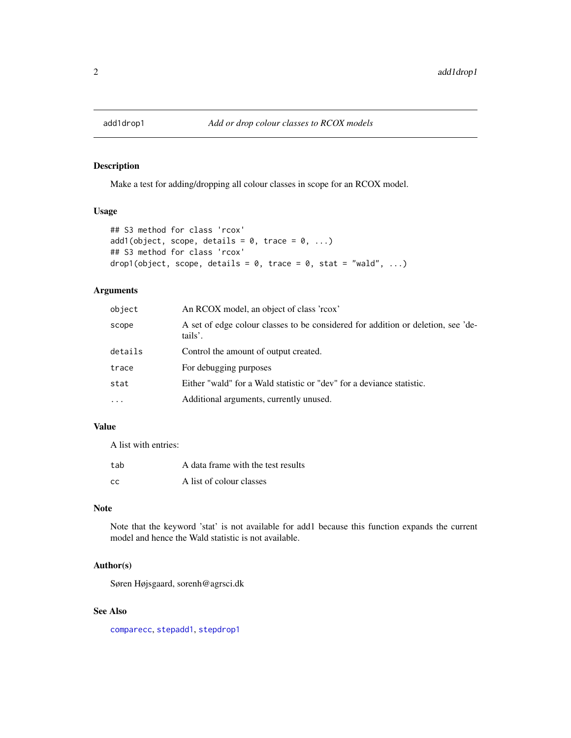# add1drop1 — *Add or drop colour classes to RCOX models*

## Description

Make a test for adding/dropping all colour classes in scope for an RCOX model.

## Usage

```
## S3 method for class 'rcox'
add1(object, scope, details = 0, trace = 0, ...)
## S3 method for class 'rcox'
drop1(object, scope, details = 0, trace = 0, stat = "wald", ...)
```

## Arguments

| | |
|---|---|
| `object` | An RCOX model, an object of class 'rcox' |
| `scope` | A set of edge colour classes to be considered for addition or deletion, see 'details'. |
| `details` | Control the amount of output created. |
| `trace` | For debugging purposes |
| `stat` | Either "wald" for a Wald statistic or "dev" for a deviance statistic. |
| `...` | Additional arguments, currently unused. |

## Value

A list with entries:

| | |
|---|---|
| `tab` | A data frame with the test results |
| `cc` | A list of colour classes |

## Note

Note that the keyword 'stat' is not available for add1 because this function expands the current model and hence the Wald statistic is not available.

## Author(s)

Søren Højsgaard, sorenh@agrsci.dk

## See Also

`comparecc`, `stepadd1`, `stepdrop1`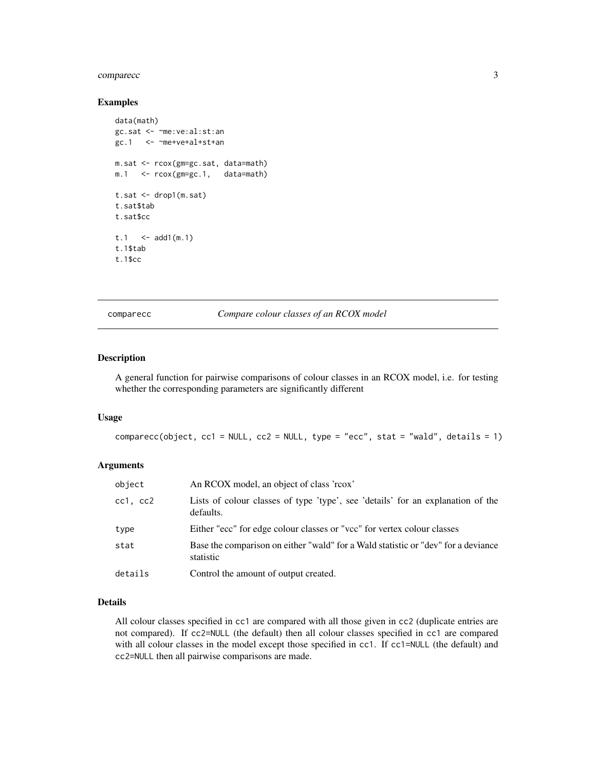## Examples

```
data(math)
gc.sat <- ~me:ve:al:st:an
gc.1   <- ~me+ve+al+st+an

m.sat <- rcox(gm=gc.sat, data=math)
m.1   <- rcox(gm=gc.1,   data=math)

t.sat <- drop1(m.sat)
t.sat$tab
t.sat$cc

t.1   <- add1(m.1)
t.1$tab
t.1$cc
```

---

# comparecc — *Compare colour classes of an RCOX model*

## Description

A general function for pairwise comparisons of colour classes in an RCOX model, i.e. for testing whether the corresponding parameters are significantly different

## Usage

```
comparecc(object, cc1 = NULL, cc2 = NULL, type = "ecc", stat = "wald", details = 1)
```

## Arguments

| | |
|---|---|
| object | An RCOX model, an object of class 'rcox' |
| cc1, cc2 | Lists of colour classes of type 'type', see 'details' for an explanation of the defaults. |
| type | Either "ecc" for edge colour classes or "vcc" for vertex colour classes |
| stat | Base the comparison on either "wald" for a Wald statistic or "dev" for a deviance statistic |
| details | Control the amount of output created. |

## Details

All colour classes specified in `cc1` are compared with all those given in `cc2` (duplicate entries are not compared). If `cc2=NULL` (the default) then all colour classes specified in `cc1` are compared with all colour classes in the model except those specified in `cc1`. If `cc1=NULL` (the default) and `cc2=NULL` then all pairwise comparisons are made.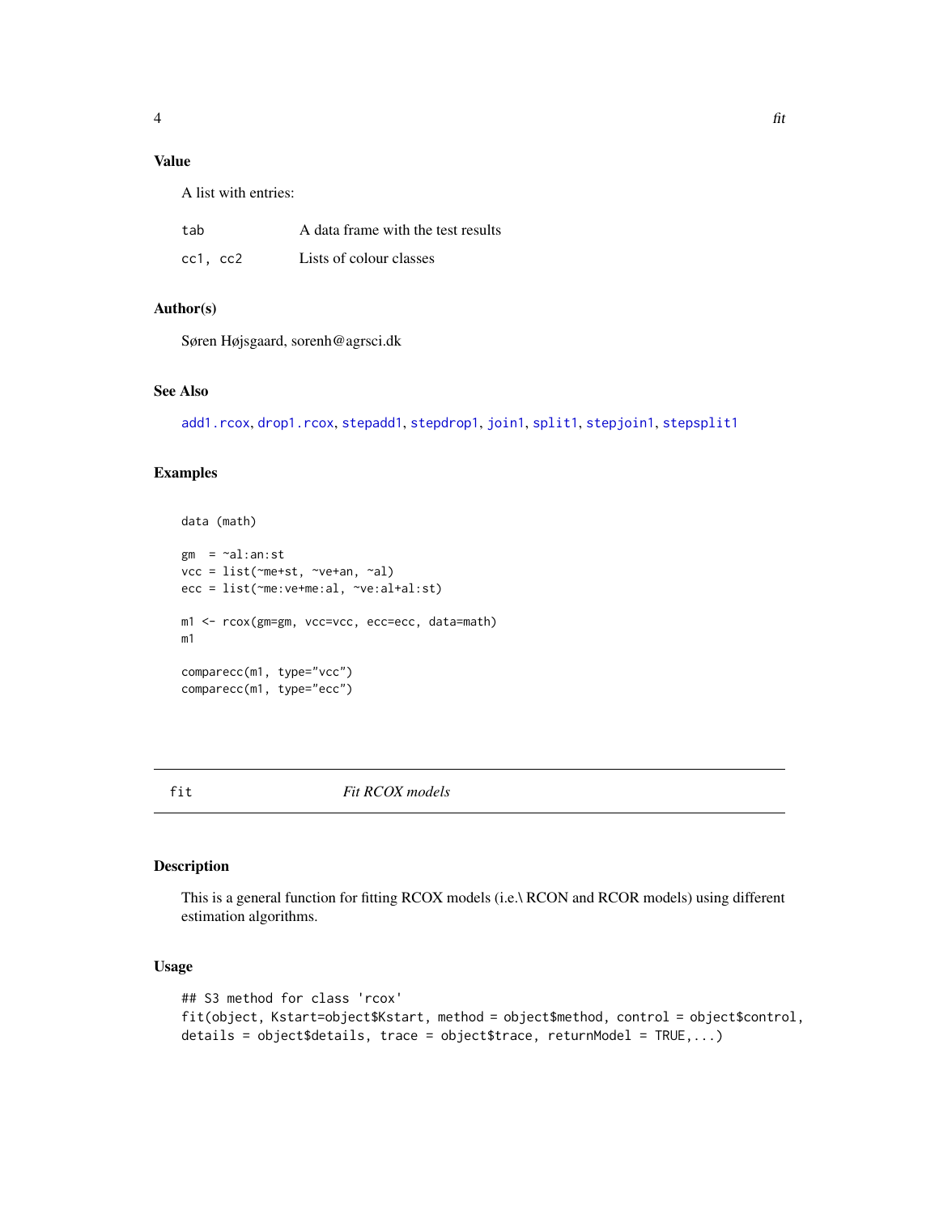### Value

A list with entries:

| | |
|---|---|
| tab | A data frame with the test results |
| cc1, cc2 | Lists of colour classes |

### Author(s)

Søren Højsgaard, sorenh@agrsci.dk

### See Also

add1.rcox, drop1.rcox, stepadd1, stepdrop1, join1, split1, stepjoin1, stepsplit1

### Examples

```
data (math)

gm  = ~al:an:st
vcc = list(~me+st, ~ve+an, ~al)
ecc = list(~me:ve+me:al, ~ve:al+al:st)

m1 <- rcox(gm=gm, vcc=vcc, ecc=ecc, data=math)
m1

comparecc(m1, type="vcc")
comparecc(m1, type="ecc")
```

---

## fit &nbsp;&nbsp;&nbsp;&nbsp;&nbsp;&nbsp;&nbsp; *Fit RCOX models*

---

### Description

This is a general function for fitting RCOX models (i.e.\ RCON and RCOR models) using different estimation algorithms.

### Usage

```
## S3 method for class 'rcox'
fit(object, Kstart=object$Kstart, method = object$method, control = object$control,
details = object$details, trace = object$trace, returnModel = TRUE,...)
```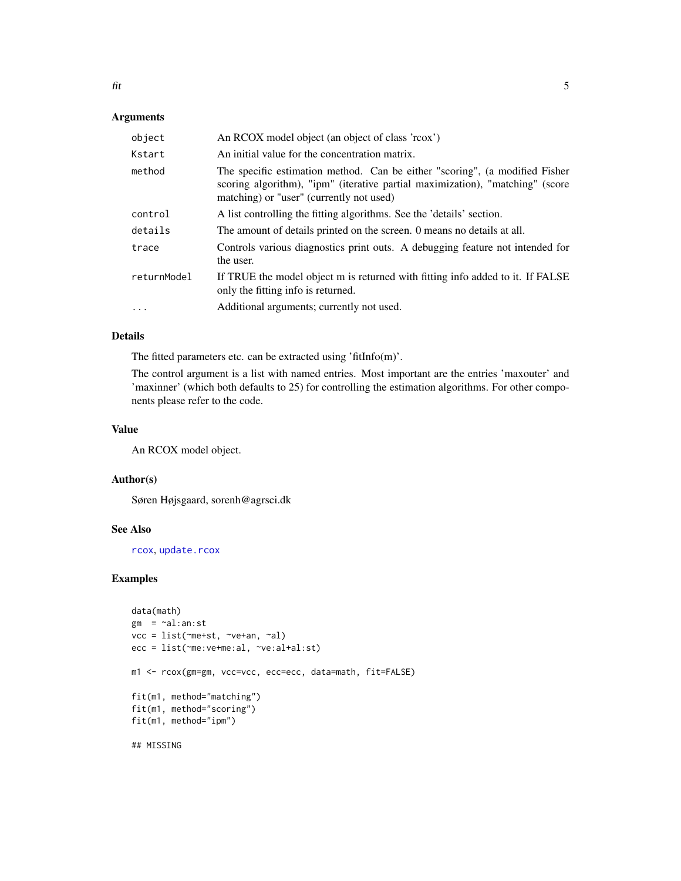## Arguments

| | |
|---|---|
| `object` | An RCOX model object (an object of class 'rcox') |
| `Kstart` | An initial value for the concentration matrix. |
| `method` | The specific estimation method. Can be either "scoring", (a modified Fisher scoring algorithm), "ipm" (iterative partial maximization), "matching" (score matching) or "user" (currently not used) |
| `control` | A list controlling the fitting algorithms. See the 'details' section. |
| `details` | The amount of details printed on the screen. 0 means no details at all. |
| `trace` | Controls various diagnostics print outs. A debugging feature not intended for the user. |
| `returnModel` | If TRUE the model object m is returned with fitting info added to it. If FALSE only the fitting info is returned. |
| `...` | Additional arguments; currently not used. |

## Details

The fitted parameters etc. can be extracted using 'fitInfo(m)'.

The control argument is a list with named entries. Most important are the entries 'maxouter' and 'maxinner' (which both defaults to 25) for controlling the estimation algorithms. For other components please refer to the code.

## Value

An RCOX model object.

## Author(s)

Søren Højsgaard, sorenh@agrsci.dk

## See Also

`rcox`, `update.rcox`

## Examples

```
data(math)
gm  = ~al:an:st
vcc = list(~me+st, ~ve+an, ~al)
ecc = list(~me:ve+me:al, ~ve:al+al:st)

m1 <- rcox(gm=gm, vcc=vcc, ecc=ecc, data=math, fit=FALSE)

fit(m1, method="matching")
fit(m1, method="scoring")
fit(m1, method="ipm")

## MISSING
```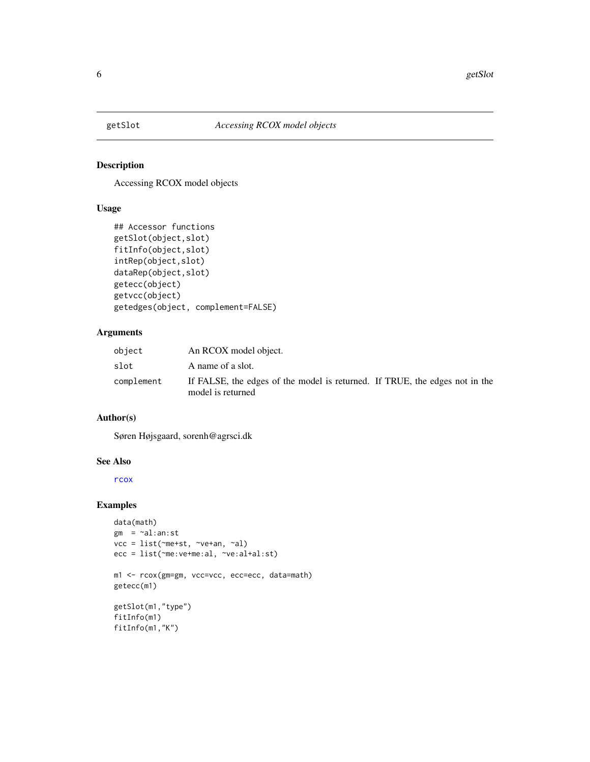# getSlot — *Accessing RCOX model objects*

## Description

Accessing RCOX model objects

## Usage

```
## Accessor functions
getSlot(object,slot)
fitInfo(object,slot)
intRep(object,slot)
dataRep(object,slot)
getecc(object)
getvcc(object)
getedges(object, complement=FALSE)
```

## Arguments

| | |
|---|---|
| object | An RCOX model object. |
| slot | A name of a slot. |
| complement | If FALSE, the edges of the model is returned. If TRUE, the edges not in the model is returned |

## Author(s)

Søren Højsgaard, sorenh@agrsci.dk

## See Also

rcox

## Examples

```
data(math)
gm  = ~al:an:st
vcc = list(~me+st, ~ve+an, ~al)
ecc = list(~me:ve+me:al, ~ve:al+al:st)

m1 <- rcox(gm=gm, vcc=vcc, ecc=ecc, data=math)
getecc(m1)

getSlot(m1,"type")
fitInfo(m1)
fitInfo(m1,"K")
```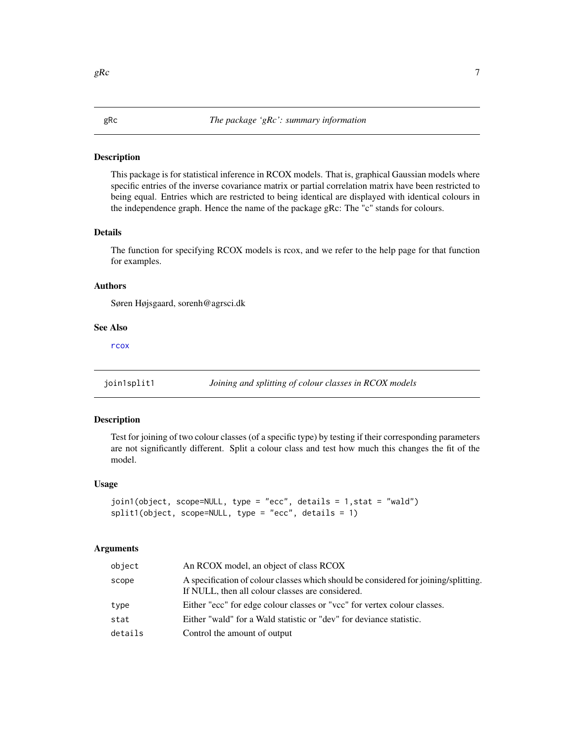## gRc — *The package 'gRc': summary information*

### Description

This package is for statistical inference in RCOX models. That is, graphical Gaussian models where specific entries of the inverse covariance matrix or partial correlation matrix have been restricted to being equal. Entries which are restricted to being identical are displayed with identical colours in the independence graph. Hence the name of the package gRc: The "c" stands for colours.

### Details

The function for specifying RCOX models is rcox, and we refer to the help page for that function for examples.

### Authors

Søren Højsgaard, sorenh@agrsci.dk

### See Also

rcox

## join1split1 — *Joining and splitting of colour classes in RCOX models*

### Description

Test for joining of two colour classes (of a specific type) by testing if their corresponding parameters are not significantly different. Split a colour class and test how much this changes the fit of the model.

### Usage

```
join1(object, scope=NULL, type = "ecc", details = 1,stat = "wald")
split1(object, scope=NULL, type = "ecc", details = 1)
```

### Arguments

| | |
|---|---|
| object | An RCOX model, an object of class RCOX |
| scope | A specification of colour classes which should be considered for joining/splitting. If NULL, then all colour classes are considered. |
| type | Either "ecc" for edge colour classes or "vcc" for vertex colour classes. |
| stat | Either "wald" for a Wald statistic or "dev" for deviance statistic. |
| details | Control the amount of output |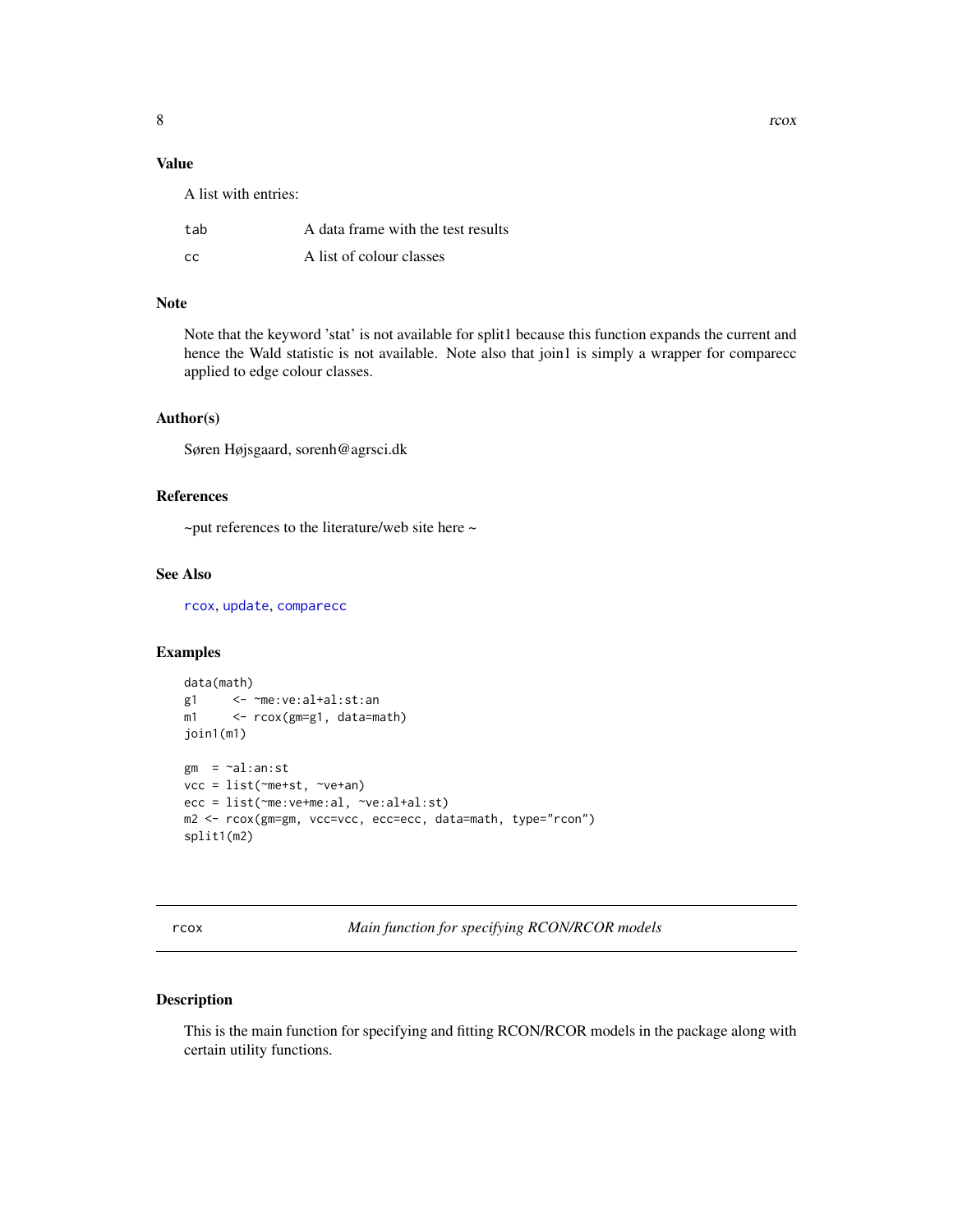## Value

A list with entries:

| | |
|---|---|
| tab | A data frame with the test results |
| cc | A list of colour classes |

## Note

Note that the keyword 'stat' is not available for split1 because this function expands the current and hence the Wald statistic is not available. Note also that join1 is simply a wrapper for comparecc applied to edge colour classes.

## Author(s)

Søren Højsgaard, sorenh@agrsci.dk

## References

~put references to the literature/web site here ~

## See Also

rcox, update, comparecc

## Examples

```
data(math)
g1     <- ~me:ve:al+al:st:an
m1     <- rcox(gm=g1, data=math)
join1(m1)

gm  = ~al:an:st
vcc = list(~me+st, ~ve+an)
ecc = list(~me:ve+me:al, ~ve:al+al:st)
m2 <- rcox(gm=gm, vcc=vcc, ecc=ecc, data=math, type="rcon")
split1(m2)
```

---

# rcox — *Main function for specifying RCON/RCOR models*

## Description

This is the main function for specifying and fitting RCON/RCOR models in the package along with certain utility functions.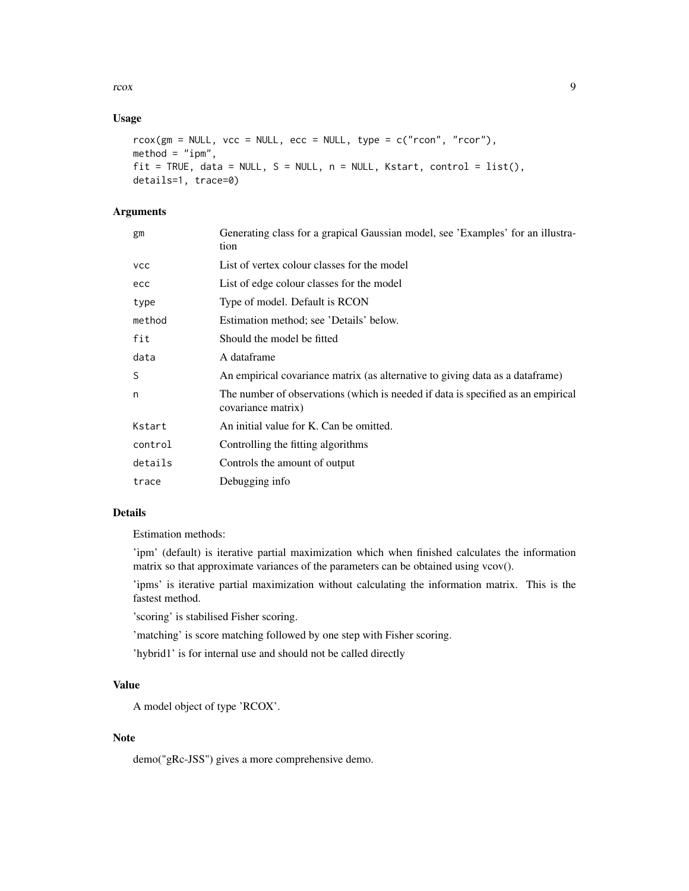## Usage

```
rcox(gm = NULL, vcc = NULL, ecc = NULL, type = c("rcon", "rcor"),
method = "ipm",
fit = TRUE, data = NULL, S = NULL, n = NULL, Kstart, control = list(),
details=1, trace=0)
```

## Arguments

| | |
|---|---|
| gm | Generating class for a grapical Gaussian model, see 'Examples' for an illustration |
| vcc | List of vertex colour classes for the model |
| ecc | List of edge colour classes for the model |
| type | Type of model. Default is RCON |
| method | Estimation method; see 'Details' below. |
| fit | Should the model be fitted |
| data | A dataframe |
| S | An empirical covariance matrix (as alternative to giving data as a dataframe) |
| n | The number of observations (which is needed if data is specified as an empirical covariance matrix) |
| Kstart | An initial value for K. Can be omitted. |
| control | Controlling the fitting algorithms |
| details | Controls the amount of output |
| trace | Debugging info |

## Details

Estimation methods:

'ipm' (default) is iterative partial maximization which when finished calculates the information matrix so that approximate variances of the parameters can be obtained using vcov().

'ipms' is iterative partial maximization without calculating the information matrix. This is the fastest method.

'scoring' is stabilised Fisher scoring.

'matching' is score matching followed by one step with Fisher scoring.

'hybrid1' is for internal use and should not be called directly

## Value

A model object of type 'RCOX'.

## Note

demo("gRc-JSS") gives a more comprehensive demo.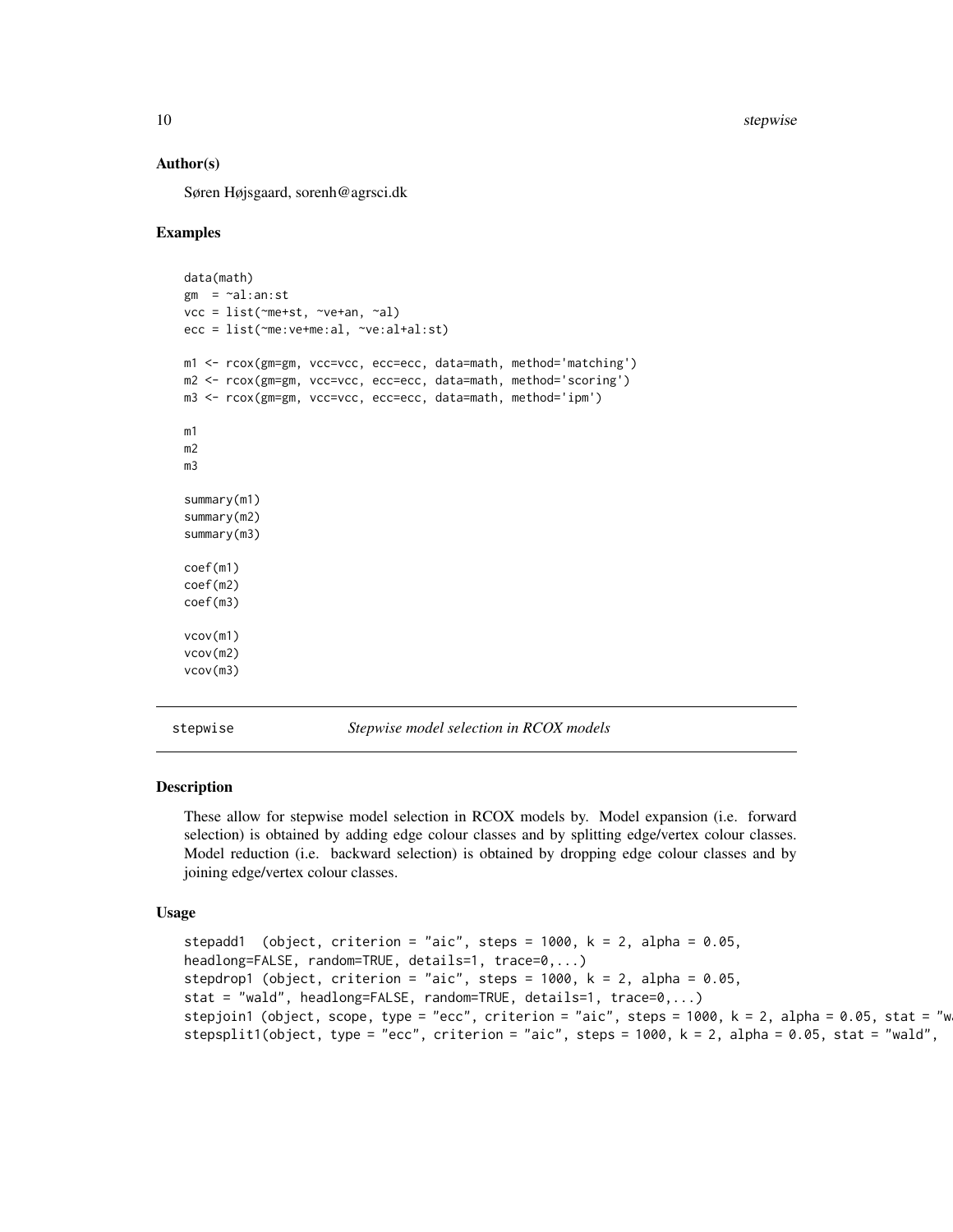### Author(s)

Søren Højsgaard, sorenh@agrsci.dk

### Examples

```
data(math)
gm  = ~al:an:st
vcc = list(~me+st, ~ve+an, ~al)
ecc = list(~me:ve+me:al, ~ve:al+al:st)

m1 <- rcox(gm=gm, vcc=vcc, ecc=ecc, data=math, method='matching')
m2 <- rcox(gm=gm, vcc=vcc, ecc=ecc, data=math, method='scoring')
m3 <- rcox(gm=gm, vcc=vcc, ecc=ecc, data=math, method='ipm')

m1
m2
m3

summary(m1)
summary(m2)
summary(m3)

coef(m1)
coef(m2)
coef(m3)

vcov(m1)
vcov(m2)
vcov(m3)
```

---

## stepwise — *Stepwise model selection in RCOX models*

---

### Description

These allow for stepwise model selection in RCOX models by. Model expansion (i.e. forward selection) is obtained by adding edge colour classes and by splitting edge/vertex colour classes. Model reduction (i.e. backward selection) is obtained by dropping edge colour classes and by joining edge/vertex colour classes.

### Usage

```
stepadd1  (object, criterion = "aic", steps = 1000, k = 2, alpha = 0.05,
headlong=FALSE, random=TRUE, details=1, trace=0,...)
stepdrop1 (object, criterion = "aic", steps = 1000, k = 2, alpha = 0.05,
stat = "wald", headlong=FALSE, random=TRUE, details=1, trace=0,...)
stepjoin1 (object, scope, type = "ecc", criterion = "aic", steps = 1000, k = 2, alpha = 0.05, stat = "w
stepsplit1(object, type = "ecc", criterion = "aic", steps = 1000, k = 2, alpha = 0.05, stat = "wald",
```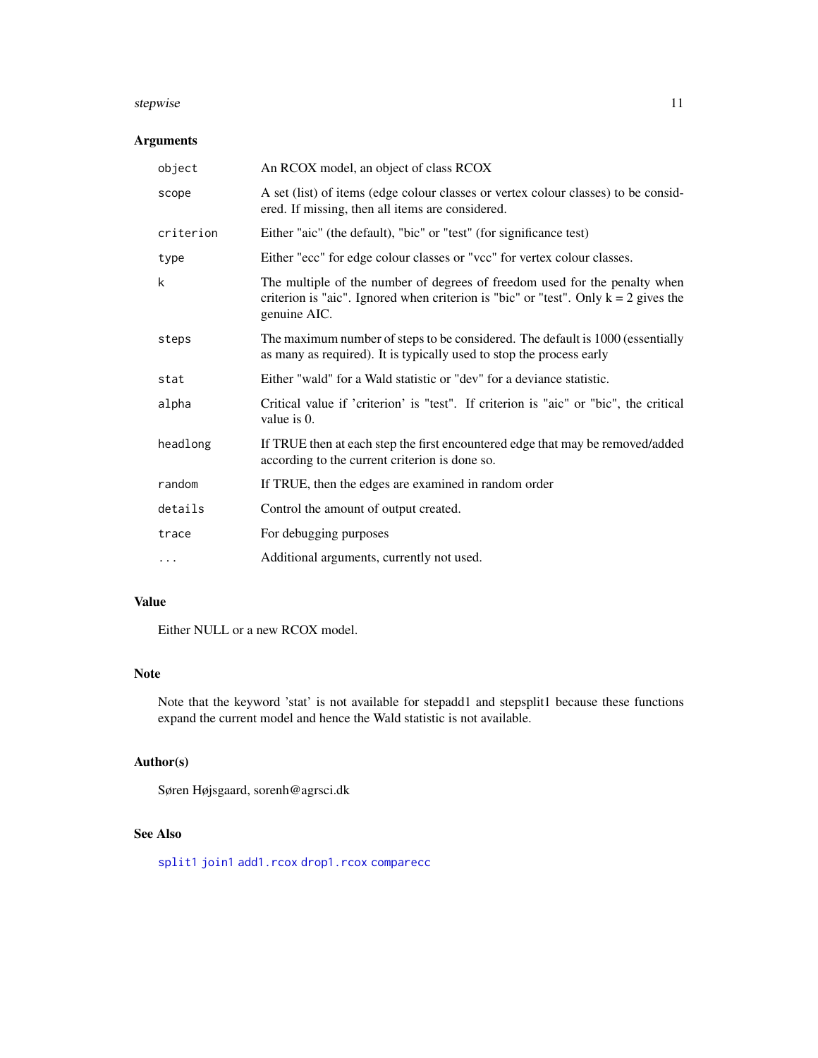## Arguments

| | |
|---|---|
| `object` | An RCOX model, an object of class RCOX |
| `scope` | A set (list) of items (edge colour classes or vertex colour classes) to be considered. If missing, then all items are considered. |
| `criterion` | Either "aic" (the default), "bic" or "test" (for significance test) |
| `type` | Either "ecc" for edge colour classes or "vcc" for vertex colour classes. |
| `k` | The multiple of the number of degrees of freedom used for the penalty when criterion is "aic". Ignored when criterion is "bic" or "test". Only k = 2 gives the genuine AIC. |
| `steps` | The maximum number of steps to be considered. The default is 1000 (essentially as many as required). It is typically used to stop the process early |
| `stat` | Either "wald" for a Wald statistic or "dev" for a deviance statistic. |
| `alpha` | Critical value if 'criterion' is "test". If criterion is "aic" or "bic", the critical value is 0. |
| `headlong` | If TRUE then at each step the first encountered edge that may be removed/added according to the current criterion is done so. |
| `random` | If TRUE, then the edges are examined in random order |
| `details` | Control the amount of output created. |
| `trace` | For debugging purposes |
| `...` | Additional arguments, currently not used. |

## Value

Either NULL or a new RCOX model.

## Note

Note that the keyword 'stat' is not available for stepadd1 and stepsplit1 because these functions expand the current model and hence the Wald statistic is not available.

## Author(s)

Søren Højsgaard, sorenh@agrsci.dk

## See Also

`split1` `join1` `add1.rcox` `drop1.rcox` `comparecc`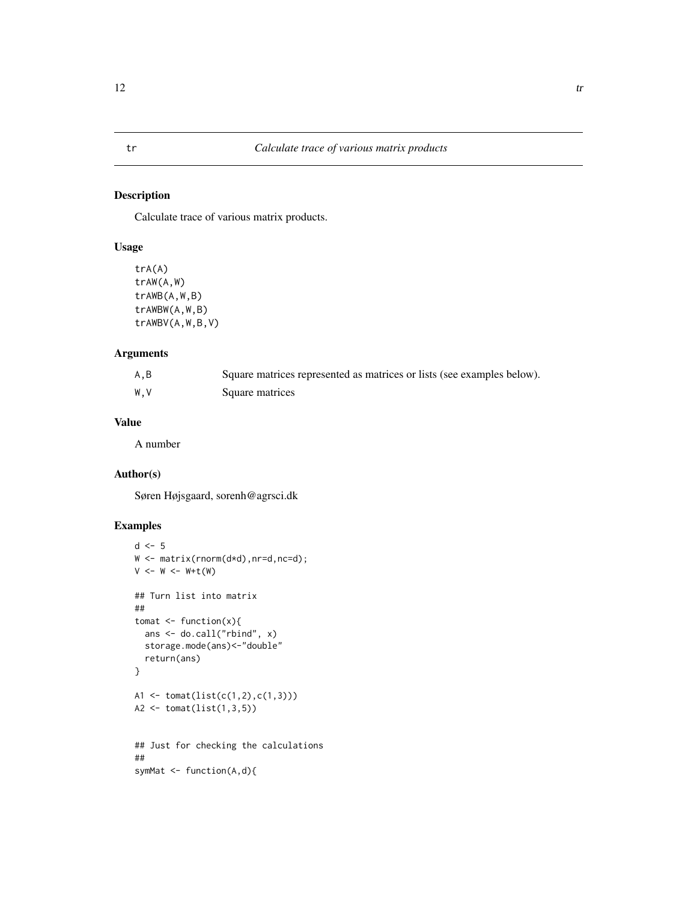tr *Calculate trace of various matrix products*

## Description

Calculate trace of various matrix products.

## Usage

```
trA(A)
trAW(A,W)
trAWB(A,W,B)
trAWBW(A,W,B)
trAWBV(A,W,B,V)
```

## Arguments

| | |
|---|---|
| A,B | Square matrices represented as matrices or lists (see examples below). |
| W,V | Square matrices |

## Value

A number

## Author(s)

Søren Højsgaard, sorenh@agrsci.dk

## Examples

```
d <- 5
W <- matrix(rnorm(d*d),nr=d,nc=d);
V <- W <- W+t(W)

## Turn list into matrix
##
tomat <- function(x){
  ans <- do.call("rbind", x)
  storage.mode(ans)<-"double"
  return(ans)
}

A1 <- tomat(list(c(1,2),c(1,3)))
A2 <- tomat(list(1,3,5))


## Just for checking the calculations
##
symMat <- function(A,d){
```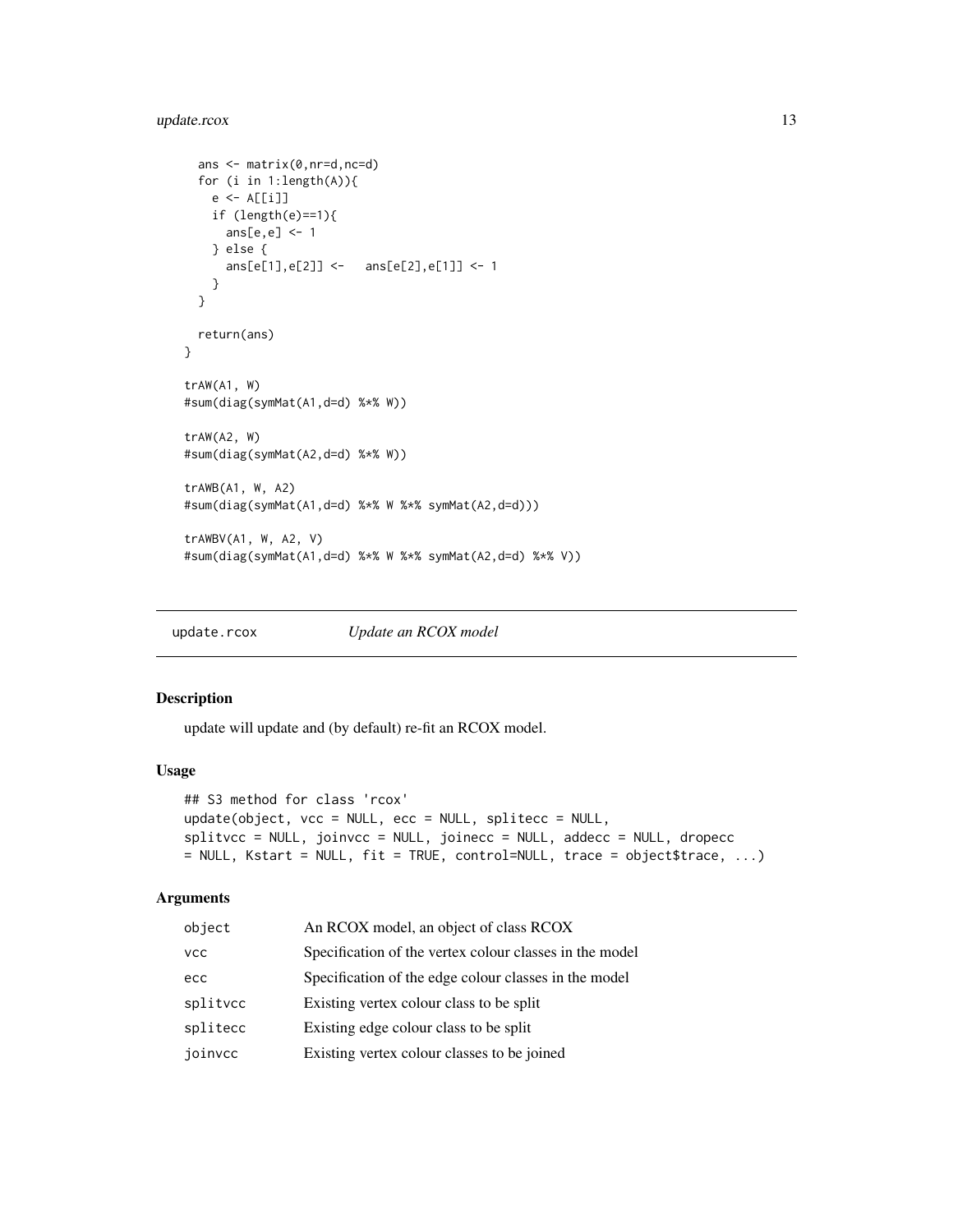```
  ans <- matrix(0,nr=d,nc=d)
  for (i in 1:length(A)){
    e <- A[[i]]
    if (length(e)==1){
      ans[e,e] <- 1
    } else {
      ans[e[1],e[2]] <-   ans[e[2],e[1]] <- 1
    }
  }

  return(ans)
}

trAW(A1, W)
#sum(diag(symMat(A1,d=d) %*% W))

trAW(A2, W)
#sum(diag(symMat(A2,d=d) %*% W))

trAWB(A1, W, A2)
#sum(diag(symMat(A1,d=d) %*% W %*% symMat(A2,d=d)))

trAWBV(A1, W, A2, V)
#sum(diag(symMat(A1,d=d) %*% W %*% symMat(A2,d=d) %*% V))
```

## update.rcox *Update an RCOX model*

### Description

update will update and (by default) re-fit an RCOX model.

### Usage

```
## S3 method for class 'rcox'
update(object, vcc = NULL, ecc = NULL, splitecc = NULL,
splitvcc = NULL, joinvcc = NULL, joinecc = NULL, addecc = NULL, dropecc
= NULL, Kstart = NULL, fit = TRUE, control=NULL, trace = object$trace, ...)
```

### Arguments

| | |
|---|---|
| object | An RCOX model, an object of class RCOX |
| vcc | Specification of the vertex colour classes in the model |
| ecc | Specification of the edge colour classes in the model |
| splitvcc | Existing vertex colour class to be split |
| splitecc | Existing edge colour class to be split |
| joinvcc | Existing vertex colour classes to be joined |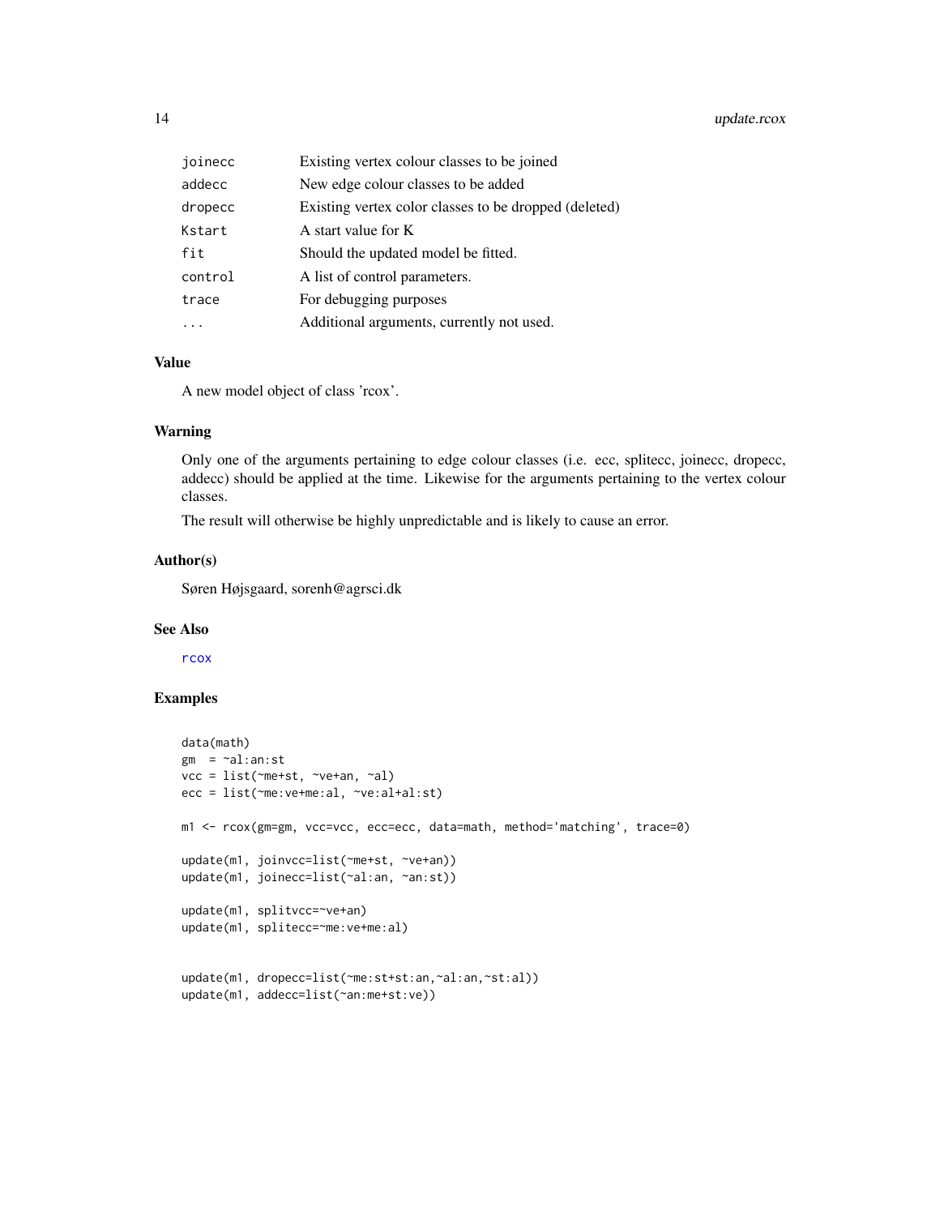| | |
|---|---|
| joinecc | Existing vertex colour classes to be joined |
| addecc | New edge colour classes to be added |
| dropecc | Existing vertex color classes to be dropped (deleted) |
| Kstart | A start value for K |
| fit | Should the updated model be fitted. |
| control | A list of control parameters. |
| trace | For debugging purposes |
| ... | Additional arguments, currently not used. |

### Value

A new model object of class 'rcox'.

### Warning

Only one of the arguments pertaining to edge colour classes (i.e. ecc, splitecc, joinecc, dropecc, addecc) should be applied at the time. Likewise for the arguments pertaining to the vertex colour classes.

The result will otherwise be highly unpredictable and is likely to cause an error.

### Author(s)

Søren Højsgaard, sorenh@agrsci.dk

### See Also

rcox

### Examples

```
data(math)
gm  = ~al:an:st
vcc = list(~me+st, ~ve+an, ~al)
ecc = list(~me:ve+me:al, ~ve:al+al:st)

m1 <- rcox(gm=gm, vcc=vcc, ecc=ecc, data=math, method='matching', trace=0)

update(m1, joinvcc=list(~me+st, ~ve+an))
update(m1, joinecc=list(~al:an, ~an:st))

update(m1, splitvcc=~ve+an)
update(m1, splitecc=~me:ve+me:al)


update(m1, dropecc=list(~me:st+st:an,~al:an,~st:al))
update(m1, addecc=list(~an:me+st:ve))
```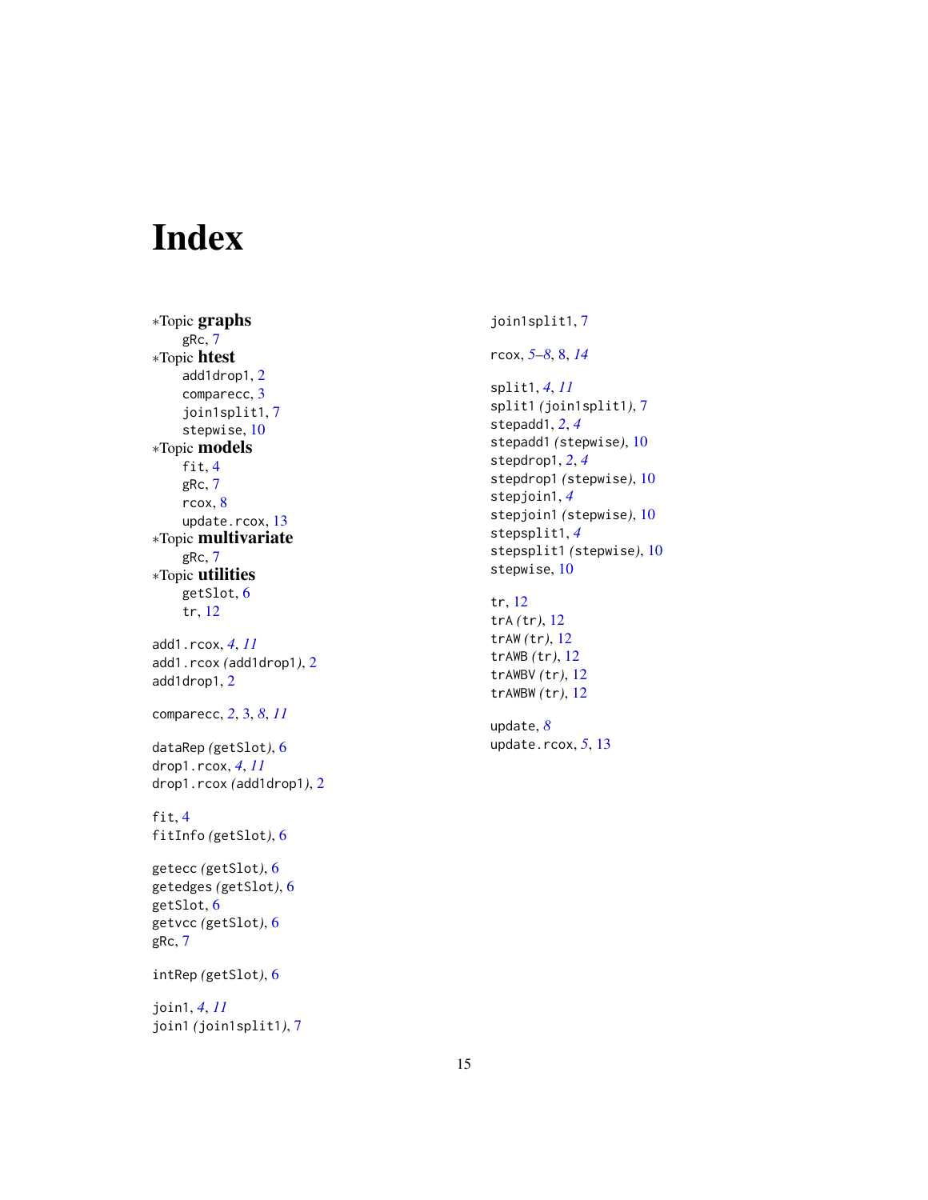# Index

∗Topic **graphs**
- gRc, 7

∗Topic **htest**
- add1drop1, 2
- comparecc, 3
- join1split1, 7
- stepwise, 10

∗Topic **models**
- fit, 4
- gRc, 7
- rcox, 8
- update.rcox, 13

∗Topic **multivariate**
- gRc, 7

∗Topic **utilities**
- getSlot, 6
- tr, 12

add1.rcox, *4*, *11*
add1.rcox *(*add1drop1*)*, 2
add1drop1, 2

comparecc, *2*, 3, *8*, *11*

dataRep *(*getSlot*)*, 6
drop1.rcox, *4*, *11*
drop1.rcox *(*add1drop1*)*, 2

fit, 4
fitInfo *(*getSlot*)*, 6

getecc *(*getSlot*)*, 6
getedges *(*getSlot*)*, 6
getSlot, 6
getvcc *(*getSlot*)*, 6
gRc, 7

intRep *(*getSlot*)*, 6

join1, *4*, *11*
join1 *(*join1split1*)*, 7
join1split1, 7

rcox, *5–8*, 8, *14*

split1, *4*, *11*
split1 *(*join1split1*)*, 7
stepadd1, *2*, *4*
stepadd1 *(*stepwise*)*, 10
stepdrop1, *2*, *4*
stepdrop1 *(*stepwise*)*, 10
stepjoin1, *4*
stepjoin1 *(*stepwise*)*, 10
stepsplit1, *4*
stepsplit1 *(*stepwise*)*, 10
stepwise, 10

tr, 12
trA *(*tr*)*, 12
trAW *(*tr*)*, 12
trAWB *(*tr*)*, 12
trAWBV *(*tr*)*, 12
trAWBW *(*tr*)*, 12

update, *8*
update.rcox, *5*, 13